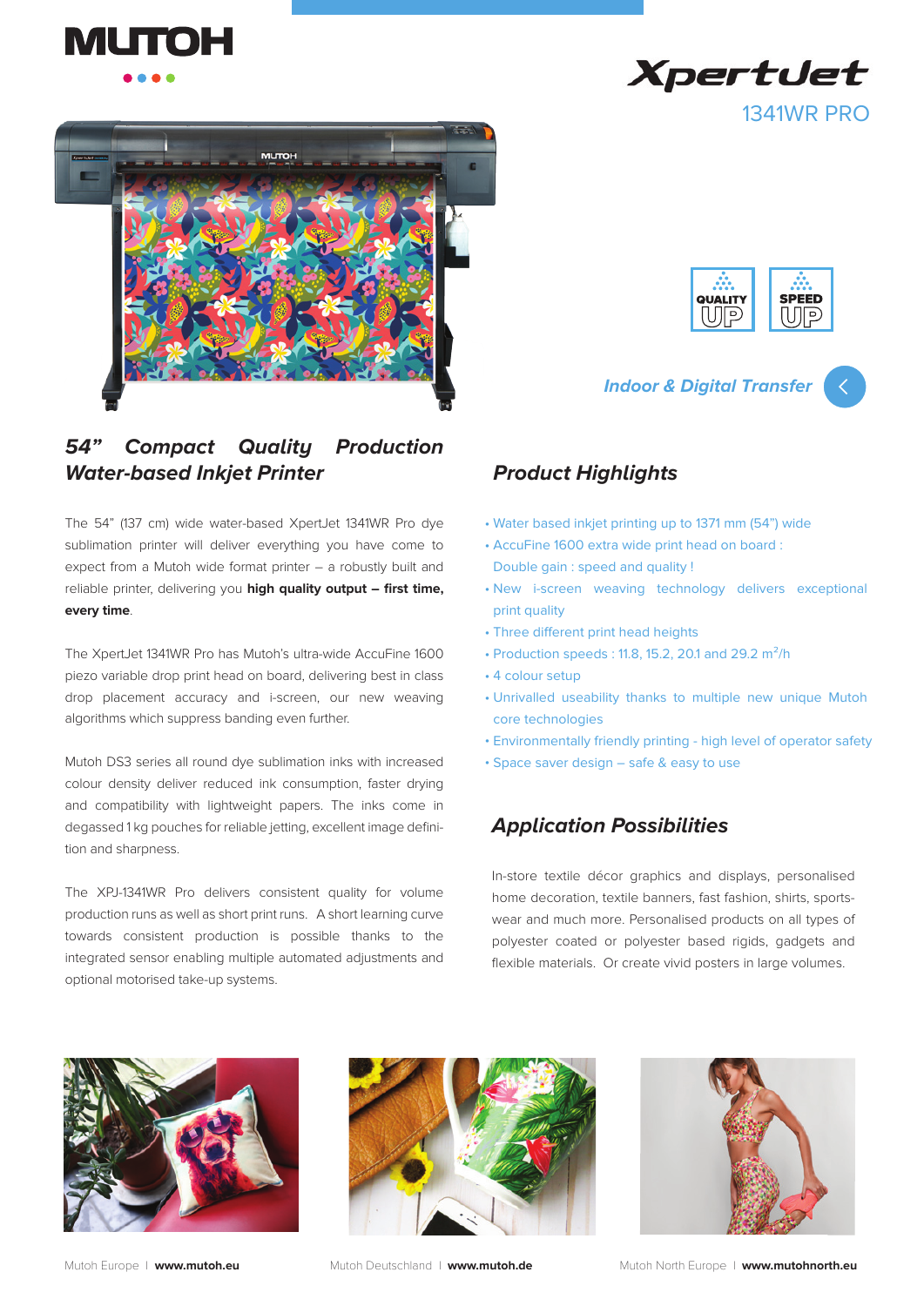# XpertJet 1341WR PRO

QUALITY UP

SPEED UP

*Indoor & Digital Transfer*

## *54" Compact Quality Production Water-based Inkjet Printer*

The 54" (137 cm) wide water-based XpertJet 1341WR Pro dye sublimation printer will deliver everything you have come to expect from a Mutoh wide format printer – a robustly built and reliable printer, delivering you **high quality output – first time, every time**.

The XpertJet 1341WR Pro has Mutoh's ultra-wide AccuFine 1600 piezo variable drop print head on board, delivering best in class drop placement accuracy and i-screen, our new weaving algorithms which suppress banding even further.

Mutoh DS3 series all round dye sublimation inks with increased colour density deliver reduced ink consumption, faster drying and compatibility with lightweight papers. The inks come in degassed 1 kg pouches for reliable jetting, excellent image definition and sharpness.

The XPJ-1341WR Pro delivers consistent quality for volume production runs as well as short print runs. A short learning curve towards consistent production is possible thanks to the integrated sensor enabling multiple automated adjustments and optional motorised take-up systems.

## *Product Highlights*

- Water based inkjet printing up to 1371 mm (54") wide
- AccuFine 1600 extra wide print head on board : Double gain : speed and quality !
- New i-screen weaving technology delivers exceptional print quality
- Three different print head heights
- Production speeds : 11.8, 15.2, 20.1 and 29.2 $m^2/h$
- 4 colour setup
- Unrivalled useability thanks to multiple new unique Mutoh core technologies
- Environmentally friendly printing - high level of operator safety
- Space saver design – safe & easy to use

## *Application Possibilities*

In-store textile décor graphics and displays, personalised home decoration, textile banners, fast fashion, shirts, sportswear and much more. Personalised products on all types of polyester coated or polyester based rigids, gadgets and flexible materials. Or create vivid posters in large volumes.

Mutoh Europe | **www.mutoh.eu** Mutoh Deutschland | **www.mutoh.de** Mutoh North Europe | **www.mutohnorth.eu**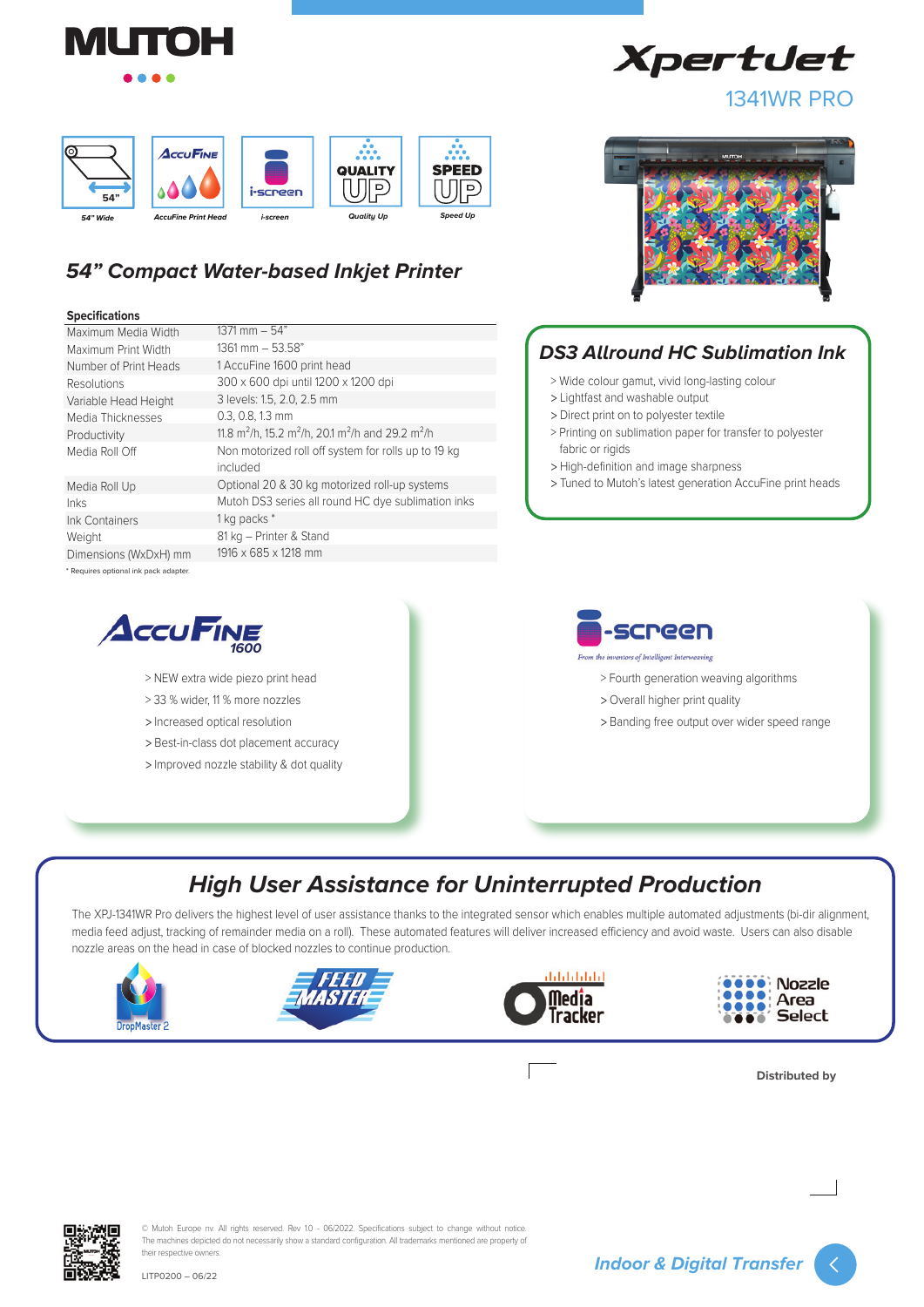MUTOH

# XpertJet
## 1341WR PRO

54" Wide | AccuFine Print Head | i-screen | Quality Up | Speed Up

## 54" Compact Water-based Inkjet Printer

### Specifications

| | |
|---|---|
| Maximum Media Width | 1371 mm – 54" |
| Maximum Print Width | 1361 mm – 53.58" |
| Number of Print Heads | 1 AccuFine 1600 print head |
| Resolutions | 300 x 600 dpi until 1200 x 1200 dpi |
| Variable Head Height | 3 levels: 1.5, 2.0, 2.5 mm |
| Media Thicknesses | 0.3, 0.8, 1.3 mm |
| Productivity | 11.8 $m^2$/h, 15.2 $m^2$/h, 20.1 $m^2$/h and 29.2 $m^2$/h |
| Media Roll Off | Non motorized roll off system for rolls up to 19 kg included |
| Media Roll Up | Optional 20 & 30 kg motorized roll-up systems |
| Inks | Mutoh DS3 series all round HC dye sublimation inks |
| Ink Containers | 1 kg packs * |
| Weight | 81 kg – Printer & Stand |
| Dimensions (WxDxH) mm | 1916 x 685 x 1218 mm |

* Requires optional ink pack adapter.

## DS3 Allround HC Sublimation Ink

> Wide colour gamut, vivid long-lasting colour
> Lightfast and washable output
> Direct print on to polyester textile
> Printing on sublimation paper for transfer to polyester fabric or rigids
> High-definition and image sharpness
> Tuned to Mutoh's latest generation AccuFine print heads

## AccuFine 1600

> NEW extra wide piezo print head
> 33 % wider, 11 % more nozzles
> Increased optical resolution
> Best-in-class dot placement accuracy
> Improved nozzle stability & dot quality

## i-screen

From the inventors of Intelligent Interweaving

> Fourth generation weaving algorithms
> Overall higher print quality
> Banding free output over wider speed range

## High User Assistance for Uninterrupted Production

The XPJ-1341WR Pro delivers the highest level of user assistance thanks to the integrated sensor which enables multiple automated adjustments (bi-dir alignment, media feed adjust, tracking of remainder media on a roll). These automated features will deliver increased efficiency and avoid waste. Users can also disable nozzle areas on the head in case of blocked nozzles to continue production.

DropMaster 2 | Feed Master | Media Tracker | Nozzle Area Select

Distributed by

© Mutoh Europe nv. All rights reserved. Rev 1.0 - 06/2022. Specifications subject to change without notice. The machines depicted do not necessarily show a standard configuration. All trademarks mentioned are property of their respective owners.

LITP0200 – 06/22

Indoor & Digital Transfer